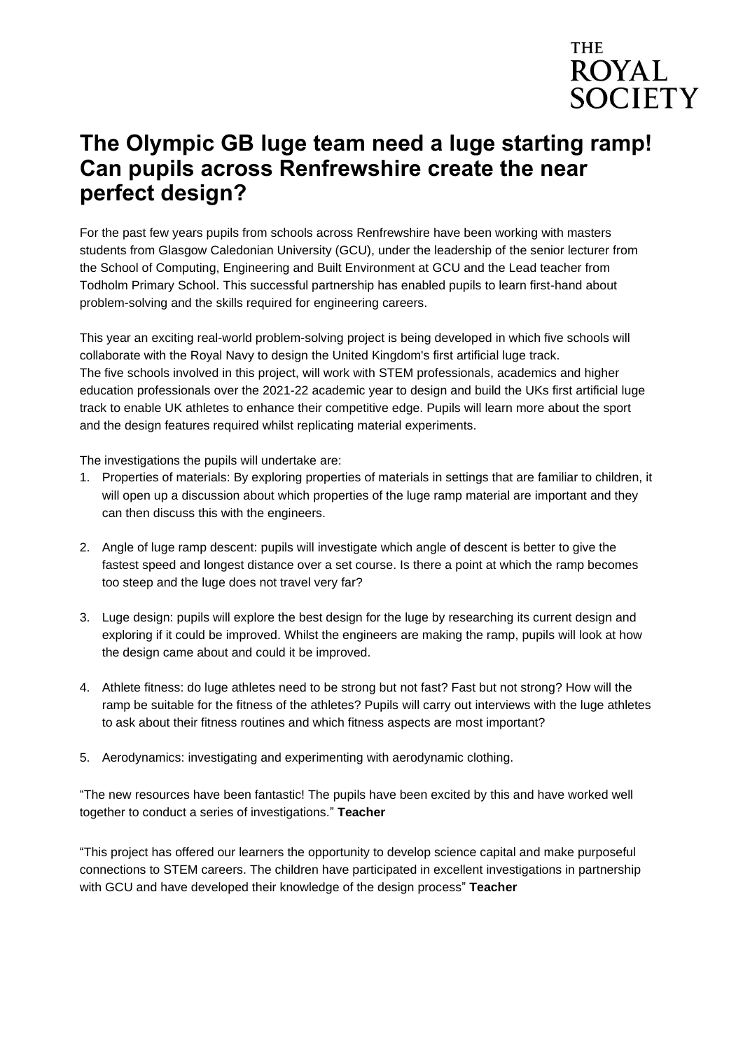# The Olympic GB luge team need a luge starting ramp! Can pupils across Renfrewshire create the near perfect design?

For the past few years pupils from schools across Renfrewshire have been working with masters students from Glasgow Caledonian University (GCU), under the leadership of the senior lecturer from the School of Computing, Engineering and Built Environment at GCU and the Lead teacher from Todholm Primary School. This successful partnership has enabled pupils to learn first-hand about problem-solving and the skills required for engineering careers.

This year an exciting real-world problem-solving project is being developed in which five schools will collaborate with the Royal Navy to design the United Kingdom's first artificial luge track.
The five schools involved in this project, will work with STEM professionals, academics and higher education professionals over the 2021-22 academic year to design and build the UKs first artificial luge track to enable UK athletes to enhance their competitive edge. Pupils will learn more about the sport and the design features required whilst replicating material experiments.

The investigations the pupils will undertake are:

1. Properties of materials: By exploring properties of materials in settings that are familiar to children, it will open up a discussion about which properties of the luge ramp material are important and they can then discuss this with the engineers.

2. Angle of luge ramp descent: pupils will investigate which angle of descent is better to give the fastest speed and longest distance over a set course. Is there a point at which the ramp becomes too steep and the luge does not travel very far?

3. Luge design: pupils will explore the best design for the luge by researching its current design and exploring if it could be improved. Whilst the engineers are making the ramp, pupils will look at how the design came about and could it be improved.

4. Athlete fitness: do luge athletes need to be strong but not fast? Fast but not strong? How will the ramp be suitable for the fitness of the athletes? Pupils will carry out interviews with the luge athletes to ask about their fitness routines and which fitness aspects are most important?

5. Aerodynamics: investigating and experimenting with aerodynamic clothing.

"The new resources have been fantastic! The pupils have been excited by this and have worked well together to conduct a series of investigations." **Teacher**

"This project has offered our learners the opportunity to develop science capital and make purposeful connections to STEM careers. The children have participated in excellent investigations in partnership with GCU and have developed their knowledge of the design process" **Teacher**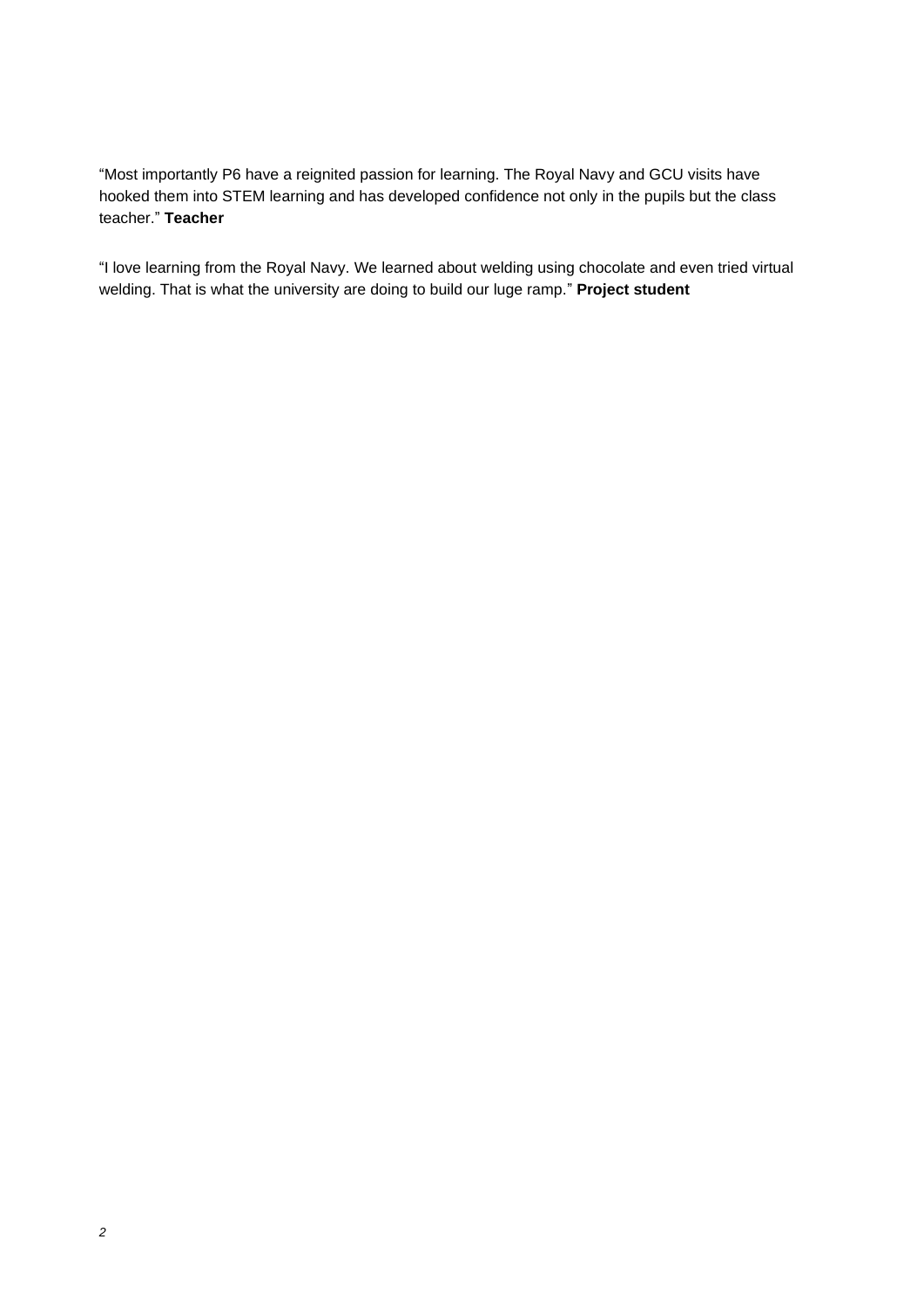"Most importantly P6 have a reignited passion for learning. The Royal Navy and GCU visits have hooked them into STEM learning and has developed confidence not only in the pupils but the class teacher." **Teacher**

"I love learning from the Royal Navy. We learned about welding using chocolate and even tried virtual welding. That is what the university are doing to build our luge ramp." **Project student**